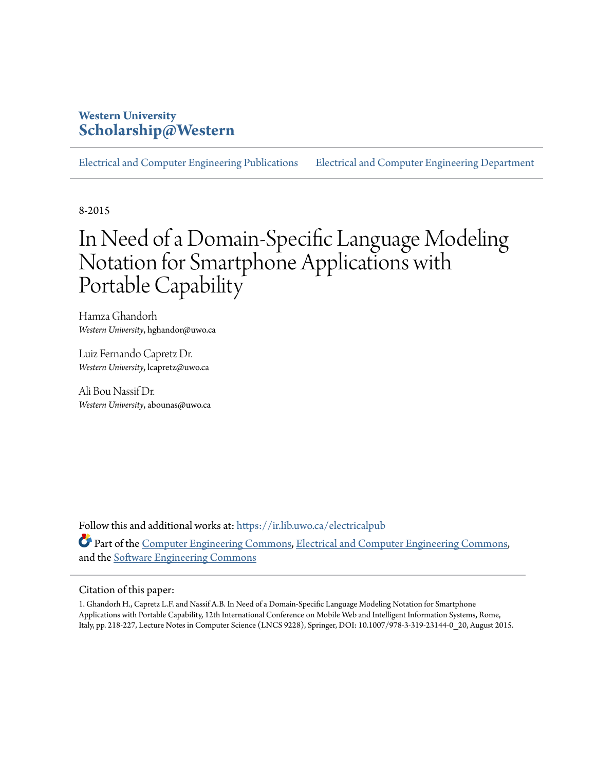**Western University**
**Scholarship@Western**

Electrical and Computer Engineering Publications    Electrical and Computer Engineering Department

8-2015

# In Need of a Domain-Specific Language Modeling Notation for Smartphone Applications with Portable Capability

Hamza Ghandorh
*Western University*, hghandor@uwo.ca

Luiz Fernando Capretz Dr.
*Western University*, lcapretz@uwo.ca

Ali Bou Nassif Dr.
*Western University*, abounas@uwo.ca

Follow this and additional works at: https://ir.lib.uwo.ca/electricalpub

Part of the Computer Engineering Commons, Electrical and Computer Engineering Commons, and the Software Engineering Commons

Citation of this paper:

1. Ghandorh H., Capretz L.F. and Nassif A.B. In Need of a Domain-Specific Language Modeling Notation for Smartphone Applications with Portable Capability, 12th International Conference on Mobile Web and Intelligent Information Systems, Rome, Italy, pp. 218-227, Lecture Notes in Computer Science (LNCS 9228), Springer, DOI: 10.1007/978-3-319-23144-0_20, August 2015.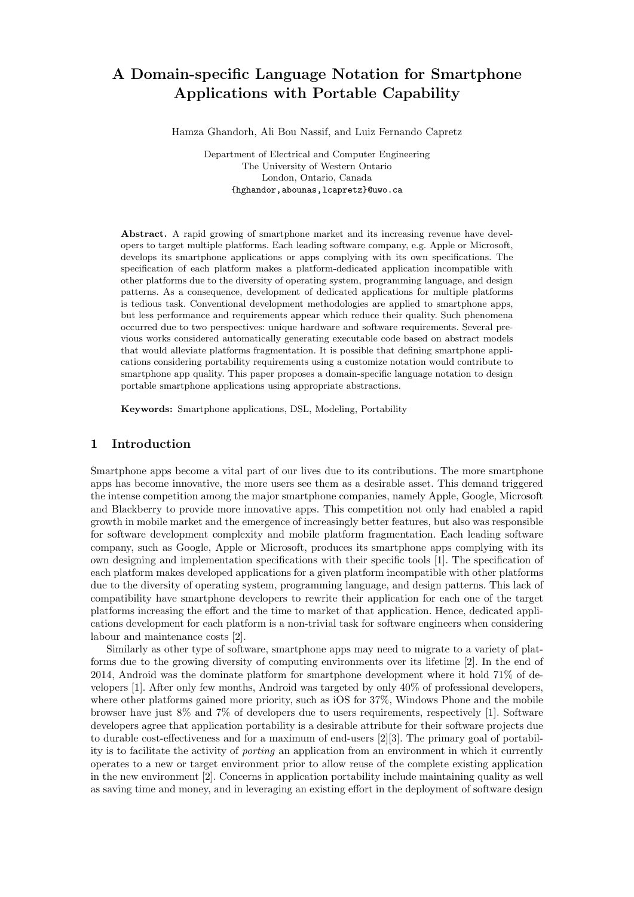# A Domain-specific Language Notation for Smartphone Applications with Portable Capability

Hamza Ghandorh, Ali Bou Nassif, and Luiz Fernando Capretz

Department of Electrical and Computer Engineering
The University of Western Ontario
London, Ontario, Canada
{hghandor,abounas,lcapretz}@uwo.ca

**Abstract.** A rapid growing of smartphone market and its increasing revenue have developers to target multiple platforms. Each leading software company, e.g. Apple or Microsoft, develops its smartphone applications or apps complying with its own specifications. The specification of each platform makes a platform-dedicated application incompatible with other platforms due to the diversity of operating system, programming language, and design patterns. As a consequence, development of dedicated applications for multiple platforms is tedious task. Conventional development methodologies are applied to smartphone apps, but less performance and requirements appear which reduce their quality. Such phenomena occurred due to two perspectives: unique hardware and software requirements. Several previous works considered automatically generating executable code based on abstract models that would alleviate platforms fragmentation. It is possible that defining smartphone applications considering portability requirements using a customize notation would contribute to smartphone app quality. This paper proposes a domain-specific language notation to design portable smartphone applications using appropriate abstractions.

**Keywords:** Smartphone applications, DSL, Modeling, Portability

## 1 Introduction

Smartphone apps become a vital part of our lives due to its contributions. The more smartphone apps has become innovative, the more users see them as a desirable asset. This demand triggered the intense competition among the major smartphone companies, namely Apple, Google, Microsoft and Blackberry to provide more innovative apps. This competition not only had enabled a rapid growth in mobile market and the emergence of increasingly better features, but also was responsible for software development complexity and mobile platform fragmentation. Each leading software company, such as Google, Apple or Microsoft, produces its smartphone apps complying with its own designing and implementation specifications with their specific tools [1]. The specification of each platform makes developed applications for a given platform incompatible with other platforms due to the diversity of operating system, programming language, and design patterns. This lack of compatibility have smartphone developers to rewrite their application for each one of the target platforms increasing the effort and the time to market of that application. Hence, dedicated applications development for each platform is a non-trivial task for software engineers when considering labour and maintenance costs [2].

Similarly as other type of software, smartphone apps may need to migrate to a variety of platforms due to the growing diversity of computing environments over its lifetime [2]. In the end of 2014, Android was the dominate platform for smartphone development where it hold 71% of developers [1]. After only few months, Android was targeted by only 40% of professional developers, where other platforms gained more priority, such as iOS for 37%, Windows Phone and the mobile browser have just 8% and 7% of developers due to users requirements, respectively [1]. Software developers agree that application portability is a desirable attribute for their software projects due to durable cost-effectiveness and for a maximum of end-users [2][3]. The primary goal of portability is to facilitate the activity of *porting* an application from an environment in which it currently operates to a new or target environment prior to allow reuse of the complete existing application in the new environment [2]. Concerns in application portability include maintaining quality as well as saving time and money, and in leveraging an existing effort in the deployment of software design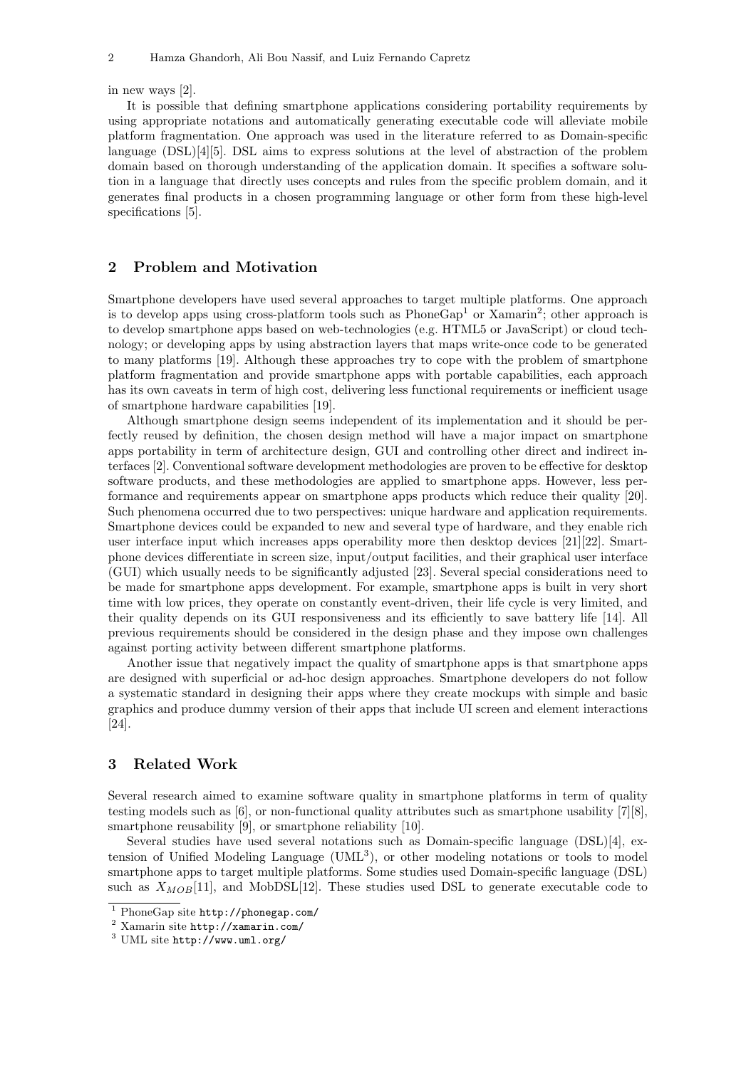in new ways [2].

It is possible that defining smartphone applications considering portability requirements by using appropriate notations and automatically generating executable code will alleviate mobile platform fragmentation. One approach was used in the literature referred to as Domain-specific language (DSL)[4][5]. DSL aims to express solutions at the level of abstraction of the problem domain based on thorough understanding of the application domain. It specifies a software solution in a language that directly uses concepts and rules from the specific problem domain, and it generates final products in a chosen programming language or other form from these high-level specifications [5].

## 2 Problem and Motivation

Smartphone developers have used several approaches to target multiple platforms. One approach is to develop apps using cross-platform tools such as PhoneGap[1] or Xamarin[2]; other approach is to develop smartphone apps based on web-technologies (e.g. HTML5 or JavaScript) or cloud technology; or developing apps by using abstraction layers that maps write-once code to be generated to many platforms [19]. Although these approaches try to cope with the problem of smartphone platform fragmentation and provide smartphone apps with portable capabilities, each approach has its own caveats in term of high cost, delivering less functional requirements or inefficient usage of smartphone hardware capabilities [19].

Although smartphone design seems independent of its implementation and it should be perfectly reused by definition, the chosen design method will have a major impact on smartphone apps portability in term of architecture design, GUI and controlling other direct and indirect interfaces [2]. Conventional software development methodologies are proven to be effective for desktop software products, and these methodologies are applied to smartphone apps. However, less performance and requirements appear on smartphone apps products which reduce their quality [20]. Such phenomena occurred due to two perspectives: unique hardware and application requirements. Smartphone devices could be expanded to new and several type of hardware, and they enable rich user interface input which increases apps operability more then desktop devices [21][22]. Smartphone devices differentiate in screen size, input/output facilities, and their graphical user interface (GUI) which usually needs to be significantly adjusted [23]. Several special considerations need to be made for smartphone apps development. For example, smartphone apps is built in very short time with low prices, they operate on constantly event-driven, their life cycle is very limited, and their quality depends on its GUI responsiveness and its efficiently to save battery life [14]. All previous requirements should be considered in the design phase and they impose own challenges against porting activity between different smartphone platforms.

Another issue that negatively impact the quality of smartphone apps is that smartphone apps are designed with superficial or ad-hoc design approaches. Smartphone developers do not follow a systematic standard in designing their apps where they create mockups with simple and basic graphics and produce dummy version of their apps that include UI screen and element interactions [24].

## 3 Related Work

Several research aimed to examine software quality in smartphone platforms in term of quality testing models such as [6], or non-functional quality attributes such as smartphone usability [7][8], smartphone reusability [9], or smartphone reliability [10].

Several studies have used several notations such as Domain-specific language (DSL)[4], extension of Unified Modeling Language (UML[3]), or other modeling notations or tools to model smartphone apps to target multiple platforms. Some studies used Domain-specific language (DSL) such as $X_{MOB}$[11], and MobDSL[12]. These studies used DSL to generate executable code to

[1] PhoneGap site http://phonegap.com/

[2] Xamarin site http://xamarin.com/

[3] UML site http://www.uml.org/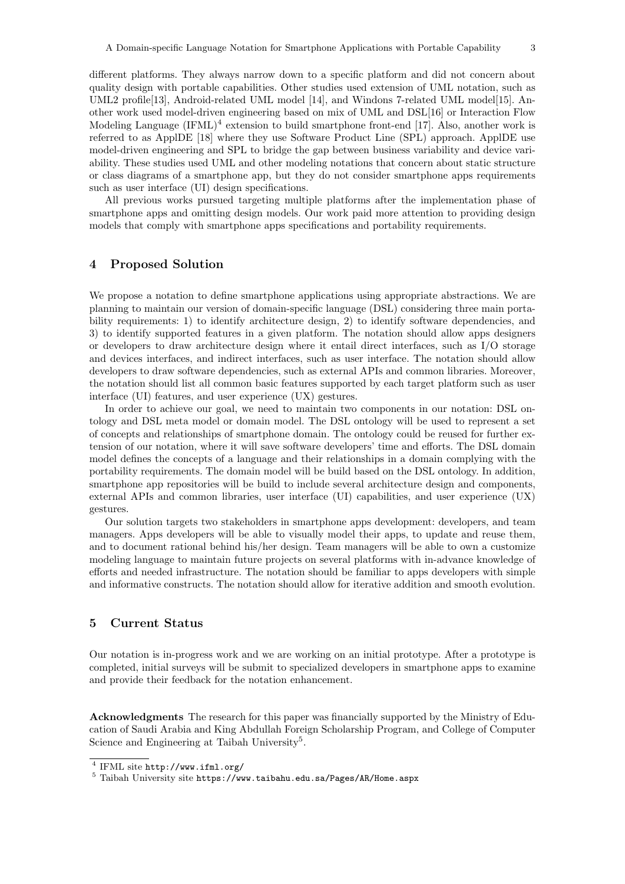different platforms. They always narrow down to a specific platform and did not concern about quality design with portable capabilities. Other studies used extension of UML notation, such as UML2 profile[13], Android-related UML model [14], and Windons 7-related UML model[15]. Another work used model-driven engineering based on mix of UML and DSL[16] or Interaction Flow Modeling Language (IFML)[4] extension to build smartphone front-end [17]. Also, another work is referred to as ApplDE [18] where they use Software Product Line (SPL) approach. ApplDE use model-driven engineering and SPL to bridge the gap between business variability and device variability. These studies used UML and other modeling notations that concern about static structure or class diagrams of a smartphone app, but they do not consider smartphone apps requirements such as user interface (UI) design specifications.

All previous works pursued targeting multiple platforms after the implementation phase of smartphone apps and omitting design models. Our work paid more attention to providing design models that comply with smartphone apps specifications and portability requirements.

## 4 Proposed Solution

We propose a notation to define smartphone applications using appropriate abstractions. We are planning to maintain our version of domain-specific language (DSL) considering three main portability requirements: 1) to identify architecture design, 2) to identify software dependencies, and 3) to identify supported features in a given platform. The notation should allow apps designers or developers to draw architecture design where it entail direct interfaces, such as I/O storage and devices interfaces, and indirect interfaces, such as user interface. The notation should allow developers to draw software dependencies, such as external APIs and common libraries. Moreover, the notation should list all common basic features supported by each target platform such as user interface (UI) features, and user experience (UX) gestures.

In order to achieve our goal, we need to maintain two components in our notation: DSL ontology and DSL meta model or domain model. The DSL ontology will be used to represent a set of concepts and relationships of smartphone domain. The ontology could be reused for further extension of our notation, where it will save software developers' time and efforts. The DSL domain model defines the concepts of a language and their relationships in a domain complying with the portability requirements. The domain model will be build based on the DSL ontology. In addition, smartphone app repositories will be build to include several architecture design and components, external APIs and common libraries, user interface (UI) capabilities, and user experience (UX) gestures.

Our solution targets two stakeholders in smartphone apps development: developers, and team managers. Apps developers will be able to visually model their apps, to update and reuse them, and to document rational behind his/her design. Team managers will be able to own a customize modeling language to maintain future projects on several platforms with in-advance knowledge of efforts and needed infrastructure. The notation should be familiar to apps developers with simple and informative constructs. The notation should allow for iterative addition and smooth evolution.

## 5 Current Status

Our notation is in-progress work and we are working on an initial prototype. After a prototype is completed, initial surveys will be submit to specialized developers in smartphone apps to examine and provide their feedback for the notation enhancement.

**Acknowledgments** The research for this paper was financially supported by the Ministry of Education of Saudi Arabia and King Abdullah Foreign Scholarship Program, and College of Computer Science and Engineering at Taibah University[5].

---

[4] IFML site `http://www.ifml.org/`

[5] Taibah University site `https://www.taibahu.edu.sa/Pages/AR/Home.aspx`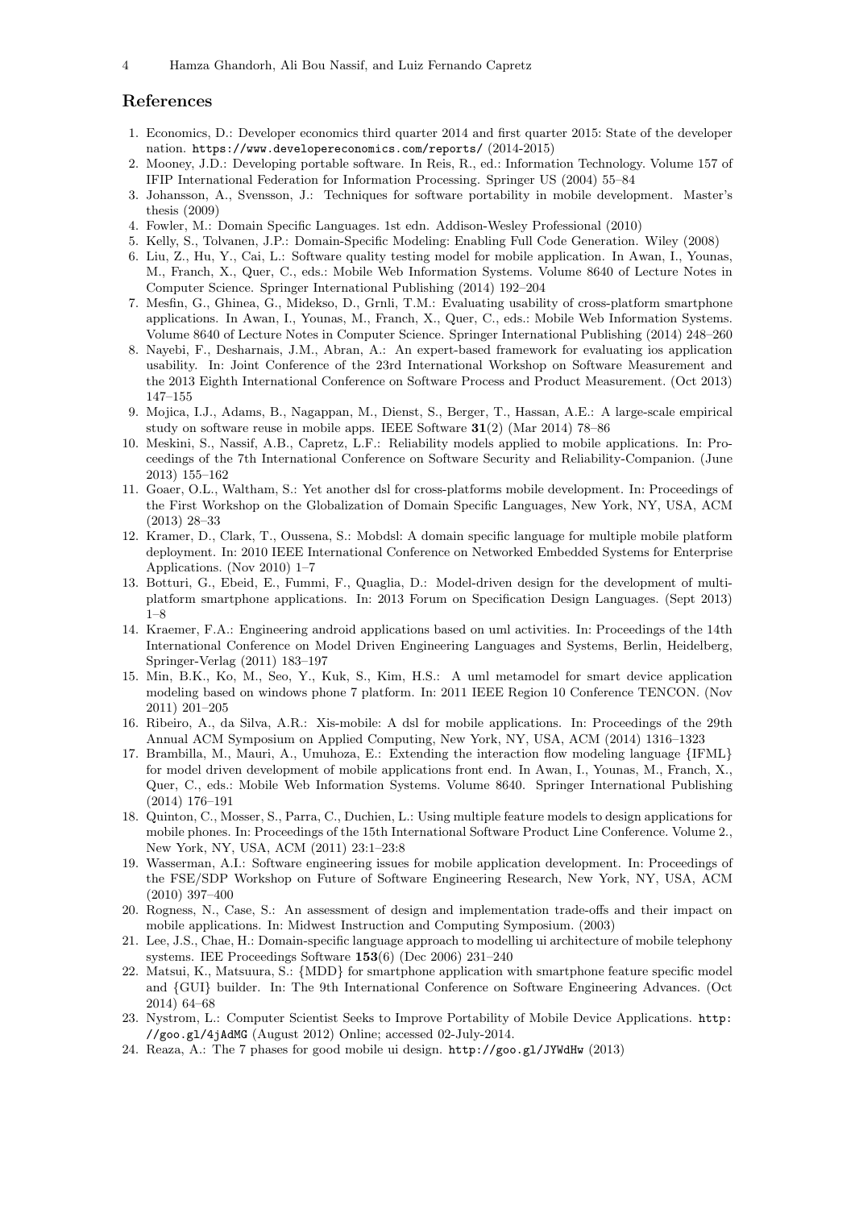## References

1. Economics, D.: Developer economics third quarter 2014 and first quarter 2015: State of the developer nation. https://www.developereconomics.com/reports/ (2014-2015)
2. Mooney, J.D.: Developing portable software. In Reis, R., ed.: Information Technology. Volume 157 of IFIP International Federation for Information Processing. Springer US (2004) 55–84
3. Johansson, A., Svensson, J.: Techniques for software portability in mobile development. Master's thesis (2009)
4. Fowler, M.: Domain Specific Languages. 1st edn. Addison-Wesley Professional (2010)
5. Kelly, S., Tolvanen, J.P.: Domain-Specific Modeling: Enabling Full Code Generation. Wiley (2008)
6. Liu, Z., Hu, Y., Cai, L.: Software quality testing model for mobile application. In Awan, I., Younas, M., Franch, X., Quer, C., eds.: Mobile Web Information Systems. Volume 8640 of Lecture Notes in Computer Science. Springer International Publishing (2014) 192–204
7. Mesfin, G., Ghinea, G., Midekso, D., Grnli, T.M.: Evaluating usability of cross-platform smartphone applications. In Awan, I., Younas, M., Franch, X., Quer, C., eds.: Mobile Web Information Systems. Volume 8640 of Lecture Notes in Computer Science. Springer International Publishing (2014) 248–260
8. Nayebi, F., Desharnais, J.M., Abran, A.: An expert-based framework for evaluating ios application usability. In: Joint Conference of the 23rd International Workshop on Software Measurement and the 2013 Eighth International Conference on Software Process and Product Measurement. (Oct 2013) 147–155
9. Mojica, I.J., Adams, B., Nagappan, M., Dienst, S., Berger, T., Hassan, A.E.: A large-scale empirical study on software reuse in mobile apps. IEEE Software **31**(2) (Mar 2014) 78–86
10. Meskini, S., Nassif, A.B., Capretz, L.F.: Reliability models applied to mobile applications. In: Proceedings of the 7th International Conference on Software Security and Reliability-Companion. (June 2013) 155–162
11. Goaer, O.L., Waltham, S.: Yet another dsl for cross-platforms mobile development. In: Proceedings of the First Workshop on the Globalization of Domain Specific Languages, New York, NY, USA, ACM (2013) 28–33
12. Kramer, D., Clark, T., Oussena, S.: Mobdsl: A domain specific language for multiple mobile platform deployment. In: 2010 IEEE International Conference on Networked Embedded Systems for Enterprise Applications. (Nov 2010) 1–7
13. Botturi, G., Ebeid, E., Fummi, F., Quaglia, D.: Model-driven design for the development of multi-platform smartphone applications. In: 2013 Forum on Specification Design Languages. (Sept 2013) 1–8
14. Kraemer, F.A.: Engineering android applications based on uml activities. In: Proceedings of the 14th International Conference on Model Driven Engineering Languages and Systems, Berlin, Heidelberg, Springer-Verlag (2011) 183–197
15. Min, B.K., Ko, M., Seo, Y., Kuk, S., Kim, H.S.: A uml metamodel for smart device application modeling based on windows phone 7 platform. In: 2011 IEEE Region 10 Conference TENCON. (Nov 2011) 201–205
16. Ribeiro, A., da Silva, A.R.: Xis-mobile: A dsl for mobile applications. In: Proceedings of the 29th Annual ACM Symposium on Applied Computing, New York, NY, USA, ACM (2014) 1316–1323
17. Brambilla, M., Mauri, A., Umuhoza, E.: Extending the interaction flow modeling language {IFML} for model driven development of mobile applications front end. In Awan, I., Younas, M., Franch, X., Quer, C., eds.: Mobile Web Information Systems. Volume 8640. Springer International Publishing (2014) 176–191
18. Quinton, C., Mosser, S., Parra, C., Duchien, L.: Using multiple feature models to design applications for mobile phones. In: Proceedings of the 15th International Software Product Line Conference. Volume 2., New York, NY, USA, ACM (2011) 23:1–23:8
19. Wasserman, A.I.: Software engineering issues for mobile application development. In: Proceedings of the FSE/SDP Workshop on Future of Software Engineering Research, New York, NY, USA, ACM (2010) 397–400
20. Rogness, N., Case, S.: An assessment of design and implementation trade-offs and their impact on mobile applications. In: Midwest Instruction and Computing Symposium. (2003)
21. Lee, J.S., Chae, H.: Domain-specific language approach to modelling ui architecture of mobile telephony systems. IEE Proceedings Software **153**(6) (Dec 2006) 231–240
22. Matsui, K., Matsuura, S.: {MDD} for smartphone application with smartphone feature specific model and {GUI} builder. In: The 9th International Conference on Software Engineering Advances. (Oct 2014) 64–68
23. Nystrom, L.: Computer Scientist Seeks to Improve Portability of Mobile Device Applications. http://goo.gl/4jAdMG (August 2012) Online; accessed 02-July-2014.
24. Reaza, A.: The 7 phases for good mobile ui design. http://goo.gl/JYWdHw (2013)